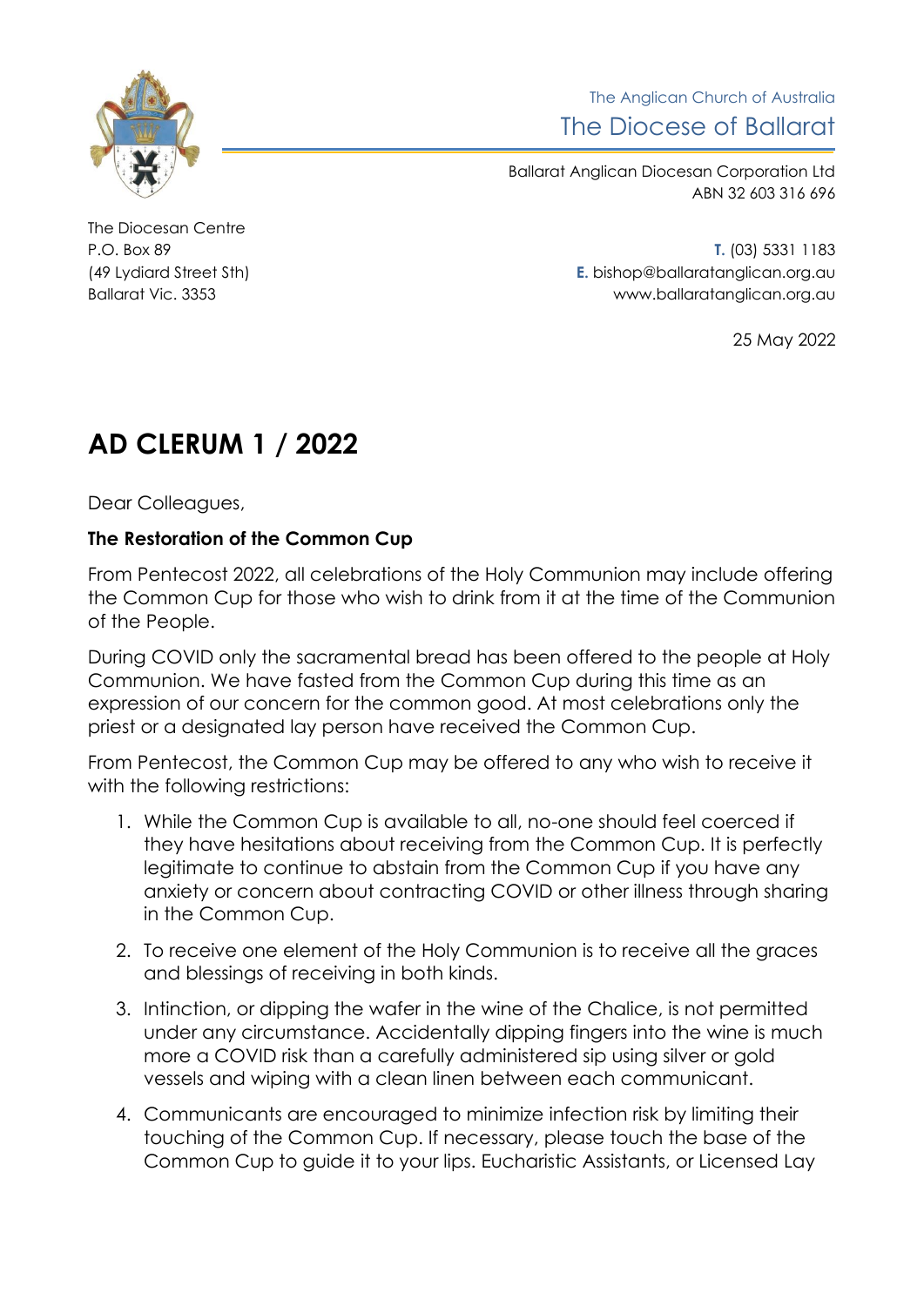The Anglican Church of Australia

The Diocese of Ballarat

Ballarat Anglican Diocesan Corporation Ltd
ABN 32 603 316 696

The Diocesan Centre
P.O. Box 89
(49 Lydiard Street Sth)
Ballarat Vic. 3353

**T.** (03) 5331 1183
**E.** bishop@ballaratanglican.org.au
www.ballaratanglican.org.au

25 May 2022

# AD CLERUM 1 / 2022

Dear Colleagues,

**The Restoration of the Common Cup**

From Pentecost 2022, all celebrations of the Holy Communion may include offering the Common Cup for those who wish to drink from it at the time of the Communion of the People.

During COVID only the sacramental bread has been offered to the people at Holy Communion. We have fasted from the Common Cup during this time as an expression of our concern for the common good. At most celebrations only the priest or a designated lay person have received the Common Cup.

From Pentecost, the Common Cup may be offered to any who wish to receive it with the following restrictions:

1. While the Common Cup is available to all, no-one should feel coerced if they have hesitations about receiving from the Common Cup. It is perfectly legitimate to continue to abstain from the Common Cup if you have any anxiety or concern about contracting COVID or other illness through sharing in the Common Cup.
2. To receive one element of the Holy Communion is to receive all the graces and blessings of receiving in both kinds.
3. Intinction, or dipping the wafer in the wine of the Chalice, is not permitted under any circumstance. Accidentally dipping fingers into the wine is much more a COVID risk than a carefully administered sip using silver or gold vessels and wiping with a clean linen between each communicant.
4. Communicants are encouraged to minimize infection risk by limiting their touching of the Common Cup. If necessary, please touch the base of the Common Cup to guide it to your lips. Eucharistic Assistants, or Licensed Lay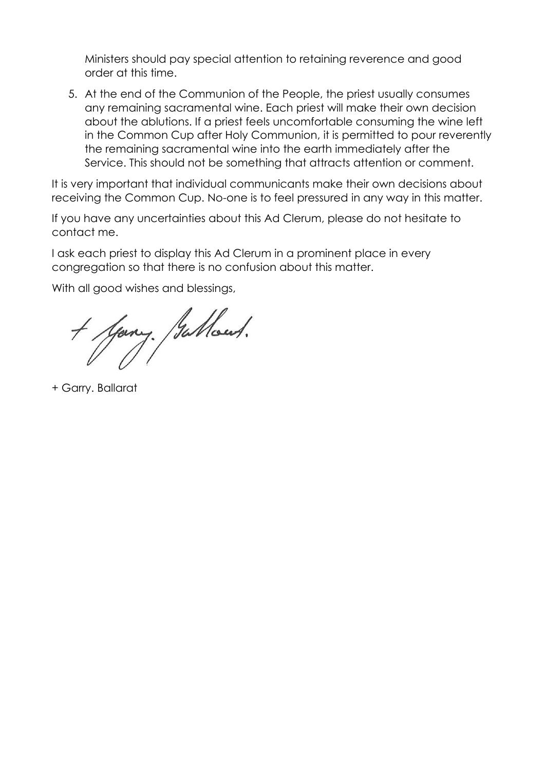Ministers should pay special attention to retaining reverence and good order at this time.

5. At the end of the Communion of the People, the priest usually consumes any remaining sacramental wine. Each priest will make their own decision about the ablutions. If a priest feels uncomfortable consuming the wine left in the Common Cup after Holy Communion, it is permitted to pour reverently the remaining sacramental wine into the earth immediately after the Service. This should not be something that attracts attention or comment.

It is very important that individual communicants make their own decisions about receiving the Common Cup. No-one is to feel pressured in any way in this matter.

If you have any uncertainties about this Ad Clerum, please do not hesitate to contact me.

I ask each priest to display this Ad Clerum in a prominent place in every congregation so that there is no confusion about this matter.

With all good wishes and blessings,

+ Garry. Ballarat